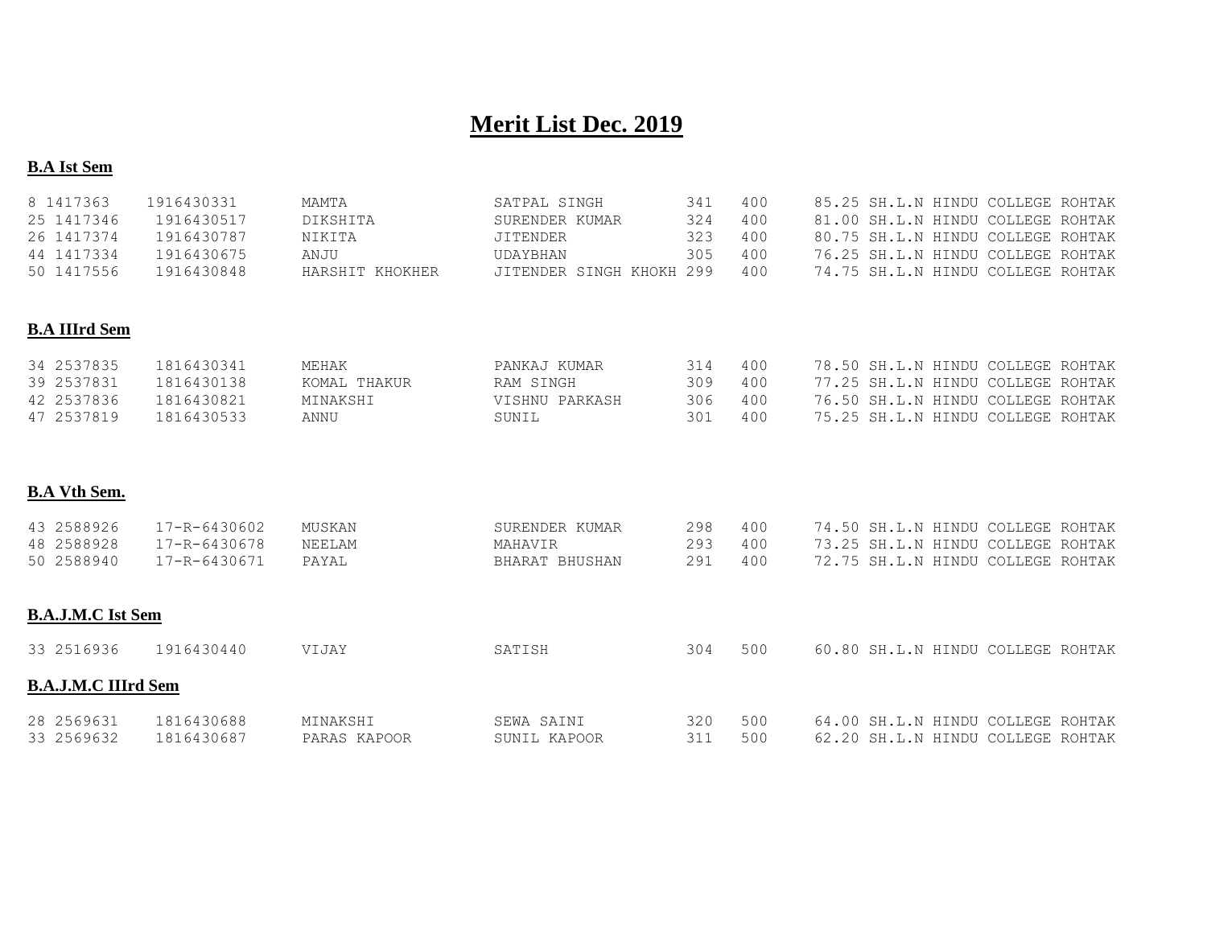# Merit List Dec. 2019

**B.A Ist Sem**

| | | | | | | | |
|---|---|---|---|---|---|---|---|
| 8 1417363 | 1916430331 | MAMTA | SATPAL SINGH | 341 | 400 | 85.25 | SH.L.N HINDU COLLEGE ROHTAK |
| 25 1417346 | 1916430517 | DIKSHITA | SURENDER KUMAR | 324 | 400 | 81.00 | SH.L.N HINDU COLLEGE ROHTAK |
| 26 1417374 | 1916430787 | NIKITA | JITENDER | 323 | 400 | 80.75 | SH.L.N HINDU COLLEGE ROHTAK |
| 44 1417334 | 1916430675 | ANJU | UDAYBHAN | 305 | 400 | 76.25 | SH.L.N HINDU COLLEGE ROHTAK |
| 50 1417556 | 1916430848 | HARSHIT KHOKHER | JITENDER SINGH KHOKH | 299 | 400 | 74.75 | SH.L.N HINDU COLLEGE ROHTAK |

**B.A IIIrd Sem**

| | | | | | | | |
|---|---|---|---|---|---|---|---|
| 34 2537835 | 1816430341 | MEHAK | PANKAJ KUMAR | 314 | 400 | 78.50 | SH.L.N HINDU COLLEGE ROHTAK |
| 39 2537831 | 1816430138 | KOMAL THAKUR | RAM SINGH | 309 | 400 | 77.25 | SH.L.N HINDU COLLEGE ROHTAK |
| 42 2537836 | 1816430821 | MINAKSHI | VISHNU PARKASH | 306 | 400 | 76.50 | SH.L.N HINDU COLLEGE ROHTAK |
| 47 2537819 | 1816430533 | ANNU | SUNIL | 301 | 400 | 75.25 | SH.L.N HINDU COLLEGE ROHTAK |

**B.A Vth Sem.**

| | | | | | | | |
|---|---|---|---|---|---|---|---|
| 43 2588926 | 17-R-6430602 | MUSKAN | SURENDER KUMAR | 298 | 400 | 74.50 | SH.L.N HINDU COLLEGE ROHTAK |
| 48 2588928 | 17-R-6430678 | NEELAM | MAHAVIR | 293 | 400 | 73.25 | SH.L.N HINDU COLLEGE ROHTAK |
| 50 2588940 | 17-R-6430671 | PAYAL | BHARAT BHUSHAN | 291 | 400 | 72.75 | SH.L.N HINDU COLLEGE ROHTAK |

**B.A.J.M.C Ist Sem**

| | | | | | | | |
|---|---|---|---|---|---|---|---|
| 33 2516936 | 1916430440 | VIJAY | SATISH | 304 | 500 | 60.80 | SH.L.N HINDU COLLEGE ROHTAK |

**B.A.J.M.C IIIrd Sem**

| | | | | | | | |
|---|---|---|---|---|---|---|---|
| 28 2569631 | 1816430688 | MINAKSHI | SEWA SAINI | 320 | 500 | 64.00 | SH.L.N HINDU COLLEGE ROHTAK |
| 33 2569632 | 1816430687 | PARAS KAPOOR | SUNIL KAPOOR | 311 | 500 | 62.20 | SH.L.N HINDU COLLEGE ROHTAK |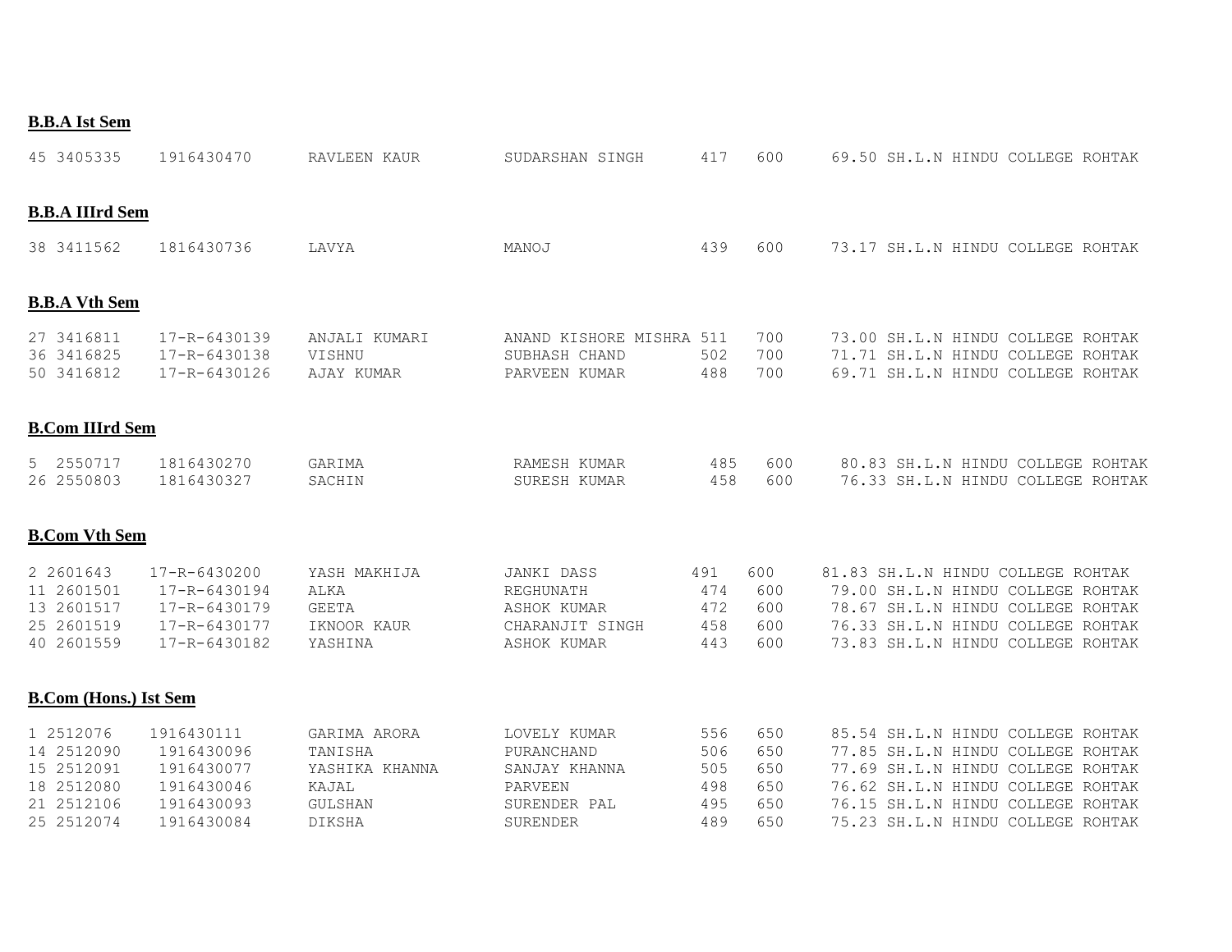**B.B.A Ist Sem**

| | | | | | | | |
|---|---|---|---|---|---|---|---|
| 45 | 3405335 | 1916430470 | RAVLEEN KAUR | SUDARSHAN SINGH | 417 | 600 | 69.50 SH.L.N HINDU COLLEGE ROHTAK |

**B.B.A IIIrd Sem**

| | | | | | | | |
|---|---|---|---|---|---|---|---|
| 38 | 3411562 | 1816430736 | LAVYA | MANOJ | 439 | 600 | 73.17 SH.L.N HINDU COLLEGE ROHTAK |

**B.B.A Vth Sem**

| | | | | | | | |
|---|---|---|---|---|---|---|---|
| 27 | 3416811 | 17-R-6430139 | ANJALI KUMARI | ANAND KISHORE MISHRA | 511 | 700 | 73.00 SH.L.N HINDU COLLEGE ROHTAK |
| 36 | 3416825 | 17-R-6430138 | VISHNU | SUBHASH CHAND | 502 | 700 | 71.71 SH.L.N HINDU COLLEGE ROHTAK |
| 50 | 3416812 | 17-R-6430126 | AJAY KUMAR | PARVEEN KUMAR | 488 | 700 | 69.71 SH.L.N HINDU COLLEGE ROHTAK |

**B.Com IIIrd Sem**

| | | | | | | | |
|---|---|---|---|---|---|---|---|
| 5 | 2550717 | 1816430270 | GARIMA | RAMESH KUMAR | 485 | 600 | 80.83 SH.L.N HINDU COLLEGE ROHTAK |
| 26 | 2550803 | 1816430327 | SACHIN | SURESH KUMAR | 458 | 600 | 76.33 SH.L.N HINDU COLLEGE ROHTAK |

**B.Com Vth Sem**

| | | | | | | | |
|---|---|---|---|---|---|---|---|
| 2 | 2601643 | 17-R-6430200 | YASH MAKHIJA | JANKI DASS | 491 | 600 | 81.83 SH.L.N HINDU COLLEGE ROHTAK |
| 11 | 2601501 | 17-R-6430194 | ALKA | REGHUNATH | 474 | 600 | 79.00 SH.L.N HINDU COLLEGE ROHTAK |
| 13 | 2601517 | 17-R-6430179 | GEETA | ASHOK KUMAR | 472 | 600 | 78.67 SH.L.N HINDU COLLEGE ROHTAK |
| 25 | 2601519 | 17-R-6430177 | IKNOOR KAUR | CHARANJIT SINGH | 458 | 600 | 76.33 SH.L.N HINDU COLLEGE ROHTAK |
| 40 | 2601559 | 17-R-6430182 | YASHINA | ASHOK KUMAR | 443 | 600 | 73.83 SH.L.N HINDU COLLEGE ROHTAK |

**B.Com (Hons.) Ist Sem**

| | | | | | | | |
|---|---|---|---|---|---|---|---|
| 1 | 2512076 | 1916430111 | GARIMA ARORA | LOVELY KUMAR | 556 | 650 | 85.54 SH.L.N HINDU COLLEGE ROHTAK |
| 14 | 2512090 | 1916430096 | TANISHA | PURANCHAND | 506 | 650 | 77.85 SH.L.N HINDU COLLEGE ROHTAK |
| 15 | 2512091 | 1916430077 | YASHIKA KHANNA | SANJAY KHANNA | 505 | 650 | 77.69 SH.L.N HINDU COLLEGE ROHTAK |
| 18 | 2512080 | 1916430046 | KAJAL | PARVEEN | 498 | 650 | 76.62 SH.L.N HINDU COLLEGE ROHTAK |
| 21 | 2512106 | 1916430093 | GULSHAN | SURENDER PAL | 495 | 650 | 76.15 SH.L.N HINDU COLLEGE ROHTAK |
| 25 | 2512074 | 1916430084 | DIKSHA | SURENDER | 489 | 650 | 75.23 SH.L.N HINDU COLLEGE ROHTAK |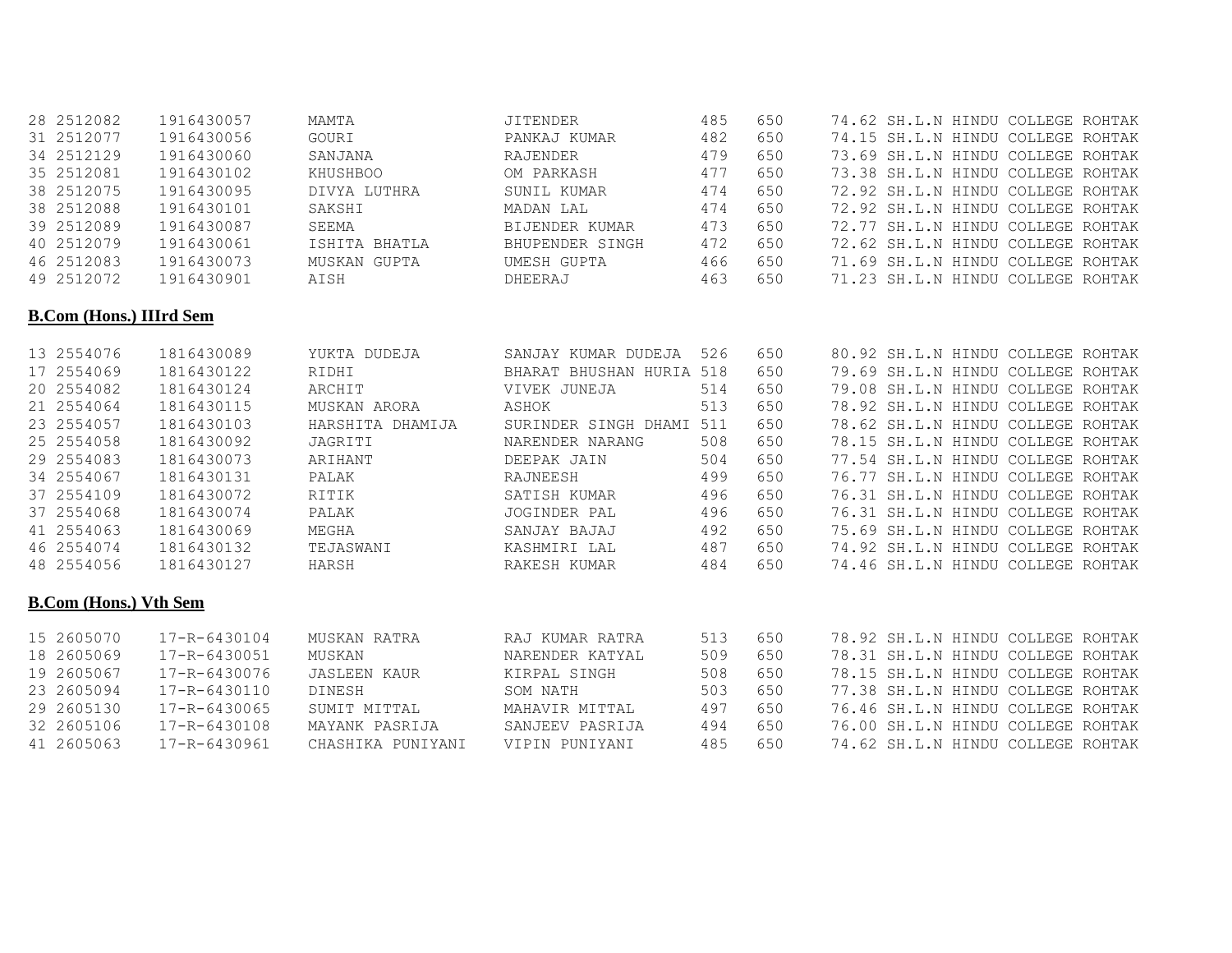| | | | | | | | |
|---|---|---|---|---|---|---|---|
| 28 | 2512082 | 1916430057 | MAMTA | JITENDER | 485 | 650 | 74.62 SH.L.N HINDU COLLEGE ROHTAK |
| 31 | 2512077 | 1916430056 | GOURI | PANKAJ KUMAR | 482 | 650 | 74.15 SH.L.N HINDU COLLEGE ROHTAK |
| 34 | 2512129 | 1916430060 | SANJANA | RAJENDER | 479 | 650 | 73.69 SH.L.N HINDU COLLEGE ROHTAK |
| 35 | 2512081 | 1916430102 | KHUSHBOO | OM PARKASH | 477 | 650 | 73.38 SH.L.N HINDU COLLEGE ROHTAK |
| 38 | 2512075 | 1916430095 | DIVYA LUTHRA | SUNIL KUMAR | 474 | 650 | 72.92 SH.L.N HINDU COLLEGE ROHTAK |
| 38 | 2512088 | 1916430101 | SAKSHI | MADAN LAL | 474 | 650 | 72.92 SH.L.N HINDU COLLEGE ROHTAK |
| 39 | 2512089 | 1916430087 | SEEMA | BIJENDER KUMAR | 473 | 650 | 72.77 SH.L.N HINDU COLLEGE ROHTAK |
| 40 | 2512079 | 1916430061 | ISHITA BHATLA | BHUPENDER SINGH | 472 | 650 | 72.62 SH.L.N HINDU COLLEGE ROHTAK |
| 46 | 2512083 | 1916430073 | MUSKAN GUPTA | UMESH GUPTA | 466 | 650 | 71.69 SH.L.N HINDU COLLEGE ROHTAK |
| 49 | 2512072 | 1916430901 | AISH | DHEERAJ | 463 | 650 | 71.23 SH.L.N HINDU COLLEGE ROHTAK |

**B.Com (Hons.) IIIrd Sem**

| | | | | | | | |
|---|---|---|---|---|---|---|---|
| 13 | 2554076 | 1816430089 | YUKTA DUDEJA | SANJAY KUMAR DUDEJA | 526 | 650 | 80.92 SH.L.N HINDU COLLEGE ROHTAK |
| 17 | 2554069 | 1816430122 | RIDHI | BHARAT BHUSHAN HURIA | 518 | 650 | 79.69 SH.L.N HINDU COLLEGE ROHTAK |
| 20 | 2554082 | 1816430124 | ARCHIT | VIVEK JUNEJA | 514 | 650 | 79.08 SH.L.N HINDU COLLEGE ROHTAK |
| 21 | 2554064 | 1816430115 | MUSKAN ARORA | ASHOK | 513 | 650 | 78.92 SH.L.N HINDU COLLEGE ROHTAK |
| 23 | 2554057 | 1816430103 | HARSHITA DHAMIJA | SURINDER SINGH DHAMI | 511 | 650 | 78.62 SH.L.N HINDU COLLEGE ROHTAK |
| 25 | 2554058 | 1816430092 | JAGRITI | NARENDER NARANG | 508 | 650 | 78.15 SH.L.N HINDU COLLEGE ROHTAK |
| 29 | 2554083 | 1816430073 | ARIHANT | DEEPAK JAIN | 504 | 650 | 77.54 SH.L.N HINDU COLLEGE ROHTAK |
| 34 | 2554067 | 1816430131 | PALAK | RAJNEESH | 499 | 650 | 76.77 SH.L.N HINDU COLLEGE ROHTAK |
| 37 | 2554109 | 1816430072 | RITIK | SATISH KUMAR | 496 | 650 | 76.31 SH.L.N HINDU COLLEGE ROHTAK |
| 37 | 2554068 | 1816430074 | PALAK | JOGINDER PAL | 496 | 650 | 76.31 SH.L.N HINDU COLLEGE ROHTAK |
| 41 | 2554063 | 1816430069 | MEGHA | SANJAY BAJAJ | 492 | 650 | 75.69 SH.L.N HINDU COLLEGE ROHTAK |
| 46 | 2554074 | 1816430132 | TEJASWANI | KASHMIRI LAL | 487 | 650 | 74.92 SH.L.N HINDU COLLEGE ROHTAK |
| 48 | 2554056 | 1816430127 | HARSH | RAKESH KUMAR | 484 | 650 | 74.46 SH.L.N HINDU COLLEGE ROHTAK |

**B.Com (Hons.) Vth Sem**

| | | | | | | | |
|---|---|---|---|---|---|---|---|
| 15 | 2605070 | 17-R-6430104 | MUSKAN RATRA | RAJ KUMAR RATRA | 513 | 650 | 78.92 SH.L.N HINDU COLLEGE ROHTAK |
| 18 | 2605069 | 17-R-6430051 | MUSKAN | NARENDER KATYAL | 509 | 650 | 78.31 SH.L.N HINDU COLLEGE ROHTAK |
| 19 | 2605067 | 17-R-6430076 | JASLEEN KAUR | KIRPAL SINGH | 508 | 650 | 78.15 SH.L.N HINDU COLLEGE ROHTAK |
| 23 | 2605094 | 17-R-6430110 | DINESH | SOM NATH | 503 | 650 | 77.38 SH.L.N HINDU COLLEGE ROHTAK |
| 29 | 2605130 | 17-R-6430065 | SUMIT MITTAL | MAHAVIR MITTAL | 497 | 650 | 76.46 SH.L.N HINDU COLLEGE ROHTAK |
| 32 | 2605106 | 17-R-6430108 | MAYANK PASRIJA | SANJEEV PASRIJA | 494 | 650 | 76.00 SH.L.N HINDU COLLEGE ROHTAK |
| 41 | 2605063 | 17-R-6430961 | CHASHIKA PUNIYANI | VIPIN PUNIYANI | 485 | 650 | 74.62 SH.L.N HINDU COLLEGE ROHTAK |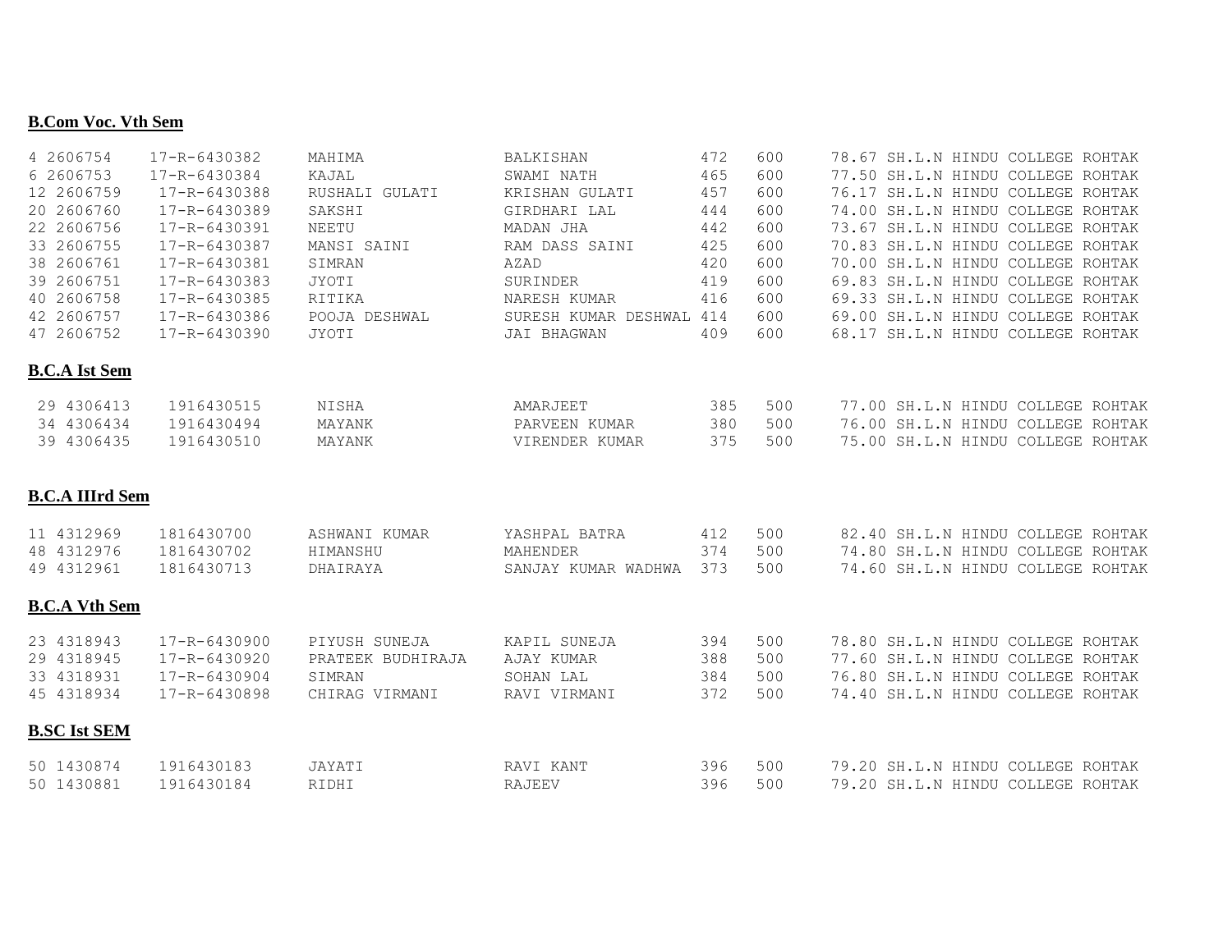**B.Com Voc. Vth Sem**

| | | | | | | | |
|---|---|---|---|---|---|---|---|
| 4 | 2606754 | 17-R-6430382 | MAHIMA | BALKISHAN | 472 | 600 | 78.67 SH.L.N HINDU COLLEGE ROHTAK |
| 6 | 2606753 | 17-R-6430384 | KAJAL | SWAMI NATH | 465 | 600 | 77.50 SH.L.N HINDU COLLEGE ROHTAK |
| 12 | 2606759 | 17-R-6430388 | RUSHALI GULATI | KRISHAN GULATI | 457 | 600 | 76.17 SH.L.N HINDU COLLEGE ROHTAK |
| 20 | 2606760 | 17-R-6430389 | SAKSHI | GIRDHARI LAL | 444 | 600 | 74.00 SH.L.N HINDU COLLEGE ROHTAK |
| 22 | 2606756 | 17-R-6430391 | NEETU | MADAN JHA | 442 | 600 | 73.67 SH.L.N HINDU COLLEGE ROHTAK |
| 33 | 2606755 | 17-R-6430387 | MANSI SAINI | RAM DASS SAINI | 425 | 600 | 70.83 SH.L.N HINDU COLLEGE ROHTAK |
| 38 | 2606761 | 17-R-6430381 | SIMRAN | AZAD | 420 | 600 | 70.00 SH.L.N HINDU COLLEGE ROHTAK |
| 39 | 2606751 | 17-R-6430383 | JYOTI | SURINDER | 419 | 600 | 69.83 SH.L.N HINDU COLLEGE ROHTAK |
| 40 | 2606758 | 17-R-6430385 | RITIKA | NARESH KUMAR | 416 | 600 | 69.33 SH.L.N HINDU COLLEGE ROHTAK |
| 42 | 2606757 | 17-R-6430386 | POOJA DESHWAL | SURESH KUMAR DESHWAL | 414 | 600 | 69.00 SH.L.N HINDU COLLEGE ROHTAK |
| 47 | 2606752 | 17-R-6430390 | JYOTI | JAI BHAGWAN | 409 | 600 | 68.17 SH.L.N HINDU COLLEGE ROHTAK |

**B.C.A Ist Sem**

| | | | | | | | |
|---|---|---|---|---|---|---|---|
| 29 | 4306413 | 1916430515 | NISHA | AMARJEET | 385 | 500 | 77.00 SH.L.N HINDU COLLEGE ROHTAK |
| 34 | 4306434 | 1916430494 | MAYANK | PARVEEN KUMAR | 380 | 500 | 76.00 SH.L.N HINDU COLLEGE ROHTAK |
| 39 | 4306435 | 1916430510 | MAYANK | VIRENDER KUMAR | 375 | 500 | 75.00 SH.L.N HINDU COLLEGE ROHTAK |

**B.C.A IIIrd Sem**

| | | | | | | | |
|---|---|---|---|---|---|---|---|
| 11 | 4312969 | 1816430700 | ASHWANI KUMAR | YASHPAL BATRA | 412 | 500 | 82.40 SH.L.N HINDU COLLEGE ROHTAK |
| 48 | 4312976 | 1816430702 | HIMANSHU | MAHENDER | 374 | 500 | 74.80 SH.L.N HINDU COLLEGE ROHTAK |
| 49 | 4312961 | 1816430713 | DHAIRAYA | SANJAY KUMAR WADHWA | 373 | 500 | 74.60 SH.L.N HINDU COLLEGE ROHTAK |

**B.C.A Vth Sem**

| | | | | | | | |
|---|---|---|---|---|---|---|---|
| 23 | 4318943 | 17-R-6430900 | PIYUSH SUNEJA | KAPIL SUNEJA | 394 | 500 | 78.80 SH.L.N HINDU COLLEGE ROHTAK |
| 29 | 4318945 | 17-R-6430920 | PRATEEK BUDHIRAJA | AJAY KUMAR | 388 | 500 | 77.60 SH.L.N HINDU COLLEGE ROHTAK |
| 33 | 4318931 | 17-R-6430904 | SIMRAN | SOHAN LAL | 384 | 500 | 76.80 SH.L.N HINDU COLLEGE ROHTAK |
| 45 | 4318934 | 17-R-6430898 | CHIRAG VIRMANI | RAVI VIRMANI | 372 | 500 | 74.40 SH.L.N HINDU COLLEGE ROHTAK |

**B.SC Ist SEM**

| | | | | | | | |
|---|---|---|---|---|---|---|---|
| 50 | 1430874 | 1916430183 | JAYATI | RAVI KANT | 396 | 500 | 79.20 SH.L.N HINDU COLLEGE ROHTAK |
| 50 | 1430881 | 1916430184 | RIDHI | RAJEEV | 396 | 500 | 79.20 SH.L.N HINDU COLLEGE ROHTAK |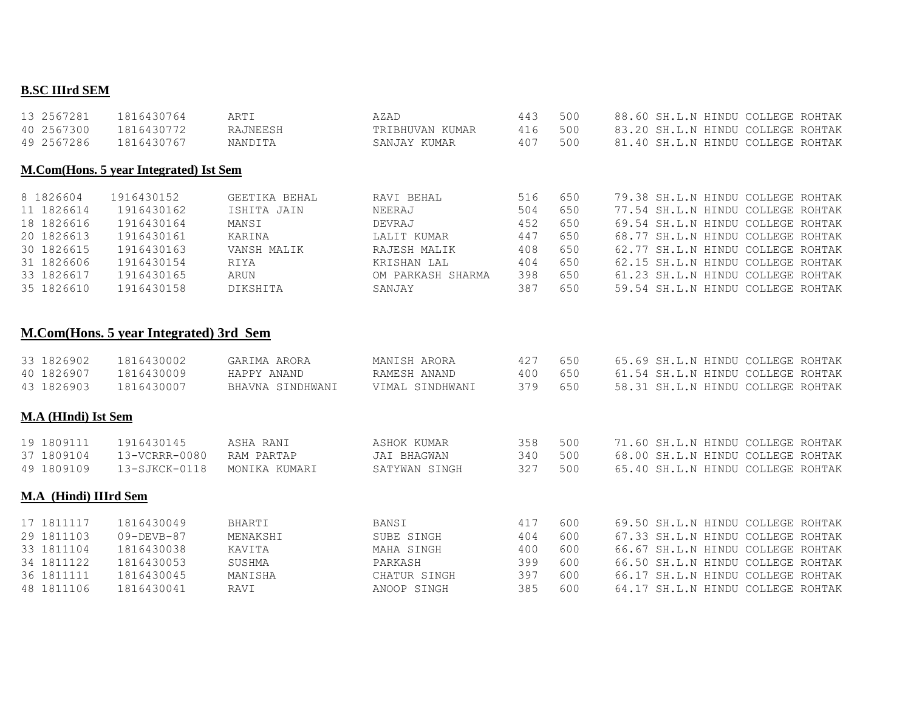**B.SC IIIrd SEM**

| | | | | | | | |
|---|---|---|---|---|---|---|---|
| 13 2567281 | 1816430764 | ARTI | AZAD | 443 | 500 | 88.60 | SH.L.N HINDU COLLEGE ROHTAK |
| 40 2567300 | 1816430772 | RAJNEESH | TRIBHUVAN KUMAR | 416 | 500 | 83.20 | SH.L.N HINDU COLLEGE ROHTAK |
| 49 2567286 | 1816430767 | NANDITA | SANJAY KUMAR | 407 | 500 | 81.40 | SH.L.N HINDU COLLEGE ROHTAK |

**M.Com(Hons. 5 year Integrated) Ist Sem**

| | | | | | | | |
|---|---|---|---|---|---|---|---|
| 8 1826604 | 1916430152 | GEETIKA BEHAL | RAVI BEHAL | 516 | 650 | 79.38 | SH.L.N HINDU COLLEGE ROHTAK |
| 11 1826614 | 1916430162 | ISHITA JAIN | NEERAJ | 504 | 650 | 77.54 | SH.L.N HINDU COLLEGE ROHTAK |
| 18 1826616 | 1916430164 | MANSI | DEVRAJ | 452 | 650 | 69.54 | SH.L.N HINDU COLLEGE ROHTAK |
| 20 1826613 | 1916430161 | KARINA | LALIT KUMAR | 447 | 650 | 68.77 | SH.L.N HINDU COLLEGE ROHTAK |
| 30 1826615 | 1916430163 | VANSH MALIK | RAJESH MALIK | 408 | 650 | 62.77 | SH.L.N HINDU COLLEGE ROHTAK |
| 31 1826606 | 1916430154 | RIYA | KRISHAN LAL | 404 | 650 | 62.15 | SH.L.N HINDU COLLEGE ROHTAK |
| 33 1826617 | 1916430165 | ARUN | OM PARKASH SHARMA | 398 | 650 | 61.23 | SH.L.N HINDU COLLEGE ROHTAK |
| 35 1826610 | 1916430158 | DIKSHITA | SANJAY | 387 | 650 | 59.54 | SH.L.N HINDU COLLEGE ROHTAK |

**M.Com(Hons. 5 year Integrated) 3rd Sem**

| | | | | | | | |
|---|---|---|---|---|---|---|---|
| 33 1826902 | 1816430002 | GARIMA ARORA | MANISH ARORA | 427 | 650 | 65.69 | SH.L.N HINDU COLLEGE ROHTAK |
| 40 1826907 | 1816430009 | HAPPY ANAND | RAMESH ANAND | 400 | 650 | 61.54 | SH.L.N HINDU COLLEGE ROHTAK |
| 43 1826903 | 1816430007 | BHAVNA SINDHWANI | VIMAL SINDHWANI | 379 | 650 | 58.31 | SH.L.N HINDU COLLEGE ROHTAK |

**M.A (HIndi) Ist Sem**

| | | | | | | | |
|---|---|---|---|---|---|---|---|
| 19 1809111 | 1916430145 | ASHA RANI | ASHOK KUMAR | 358 | 500 | 71.60 | SH.L.N HINDU COLLEGE ROHTAK |
| 37 1809104 | 13-VCRRR-0080 | RAM PARTAP | JAI BHAGWAN | 340 | 500 | 68.00 | SH.L.N HINDU COLLEGE ROHTAK |
| 49 1809109 | 13-SJKCK-0118 | MONIKA KUMARI | SATYWAN SINGH | 327 | 500 | 65.40 | SH.L.N HINDU COLLEGE ROHTAK |

**M.A (Hindi) IIIrd Sem**

| | | | | | | | |
|---|---|---|---|---|---|---|---|
| 17 1811117 | 1816430049 | BHARTI | BANSI | 417 | 600 | 69.50 | SH.L.N HINDU COLLEGE ROHTAK |
| 29 1811103 | 09-DEVB-87 | MENAKSHI | SUBE SINGH | 404 | 600 | 67.33 | SH.L.N HINDU COLLEGE ROHTAK |
| 33 1811104 | 1816430038 | KAVITA | MAHA SINGH | 400 | 600 | 66.67 | SH.L.N HINDU COLLEGE ROHTAK |
| 34 1811122 | 1816430053 | SUSHMA | PARKASH | 399 | 600 | 66.50 | SH.L.N HINDU COLLEGE ROHTAK |
| 36 1811111 | 1816430045 | MANISHA | CHATUR SINGH | 397 | 600 | 66.17 | SH.L.N HINDU COLLEGE ROHTAK |
| 48 1811106 | 1816430041 | RAVI | ANOOP SINGH | 385 | 600 | 64.17 | SH.L.N HINDU COLLEGE ROHTAK |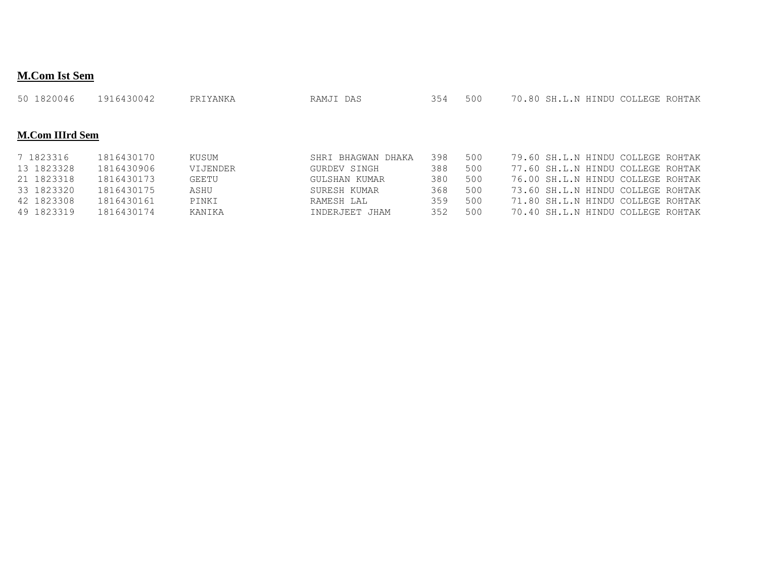**M.Com Ist Sem**

| | | | | | | | | |
|---|---|---|---|---|---|---|---|---|
| 50 | 1820046 | 1916430042 | PRIYANKA | RAMJI DAS | 354 | 500 | 70.80 | SH.L.N HINDU COLLEGE ROHTAK |

**M.Com IIIrd Sem**

| | | | | | | | | |
|---|---|---|---|---|---|---|---|---|
| 7 | 1823316 | 1816430170 | KUSUM | SHRI BHAGWAN DHAKA | 398 | 500 | 79.60 | SH.L.N HINDU COLLEGE ROHTAK |
| 13 | 1823328 | 1816430906 | VIJENDER | GURDEV SINGH | 388 | 500 | 77.60 | SH.L.N HINDU COLLEGE ROHTAK |
| 21 | 1823318 | 1816430173 | GEETU | GULSHAN KUMAR | 380 | 500 | 76.00 | SH.L.N HINDU COLLEGE ROHTAK |
| 33 | 1823320 | 1816430175 | ASHU | SURESH KUMAR | 368 | 500 | 73.60 | SH.L.N HINDU COLLEGE ROHTAK |
| 42 | 1823308 | 1816430161 | PINKI | RAMESH LAL | 359 | 500 | 71.80 | SH.L.N HINDU COLLEGE ROHTAK |
| 49 | 1823319 | 1816430174 | KANIKA | INDERJEET JHAM | 352 | 500 | 70.40 | SH.L.N HINDU COLLEGE ROHTAK |